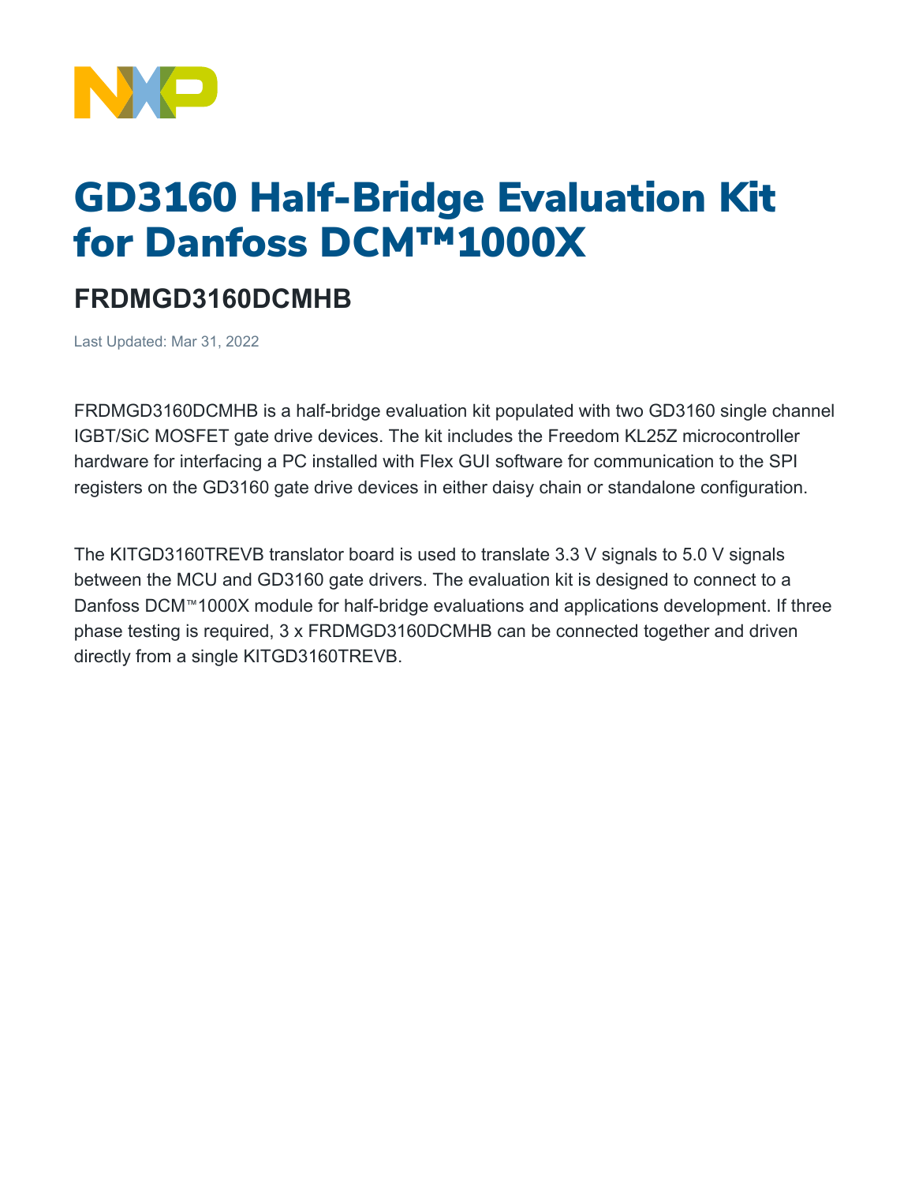# GD3160 Half-Bridge Evaluation Kit for Danfoss DCM™1000X

## FRDMGD3160DCMHB

Last Updated: Mar 31, 2022

FRDMGD3160DCMHB is a half-bridge evaluation kit populated with two GD3160 single channel IGBT/SiC MOSFET gate drive devices. The kit includes the Freedom KL25Z microcontroller hardware for interfacing a PC installed with Flex GUI software for communication to the SPI registers on the GD3160 gate drive devices in either daisy chain or standalone configuration.

The KITGD3160TREVB translator board is used to translate 3.3 V signals to 5.0 V signals between the MCU and GD3160 gate drivers. The evaluation kit is designed to connect to a Danfoss DCM™1000X module for half-bridge evaluations and applications development. If three phase testing is required, 3 x FRDMGD3160DCMHB can be connected together and driven directly from a single KITGD3160TREVB.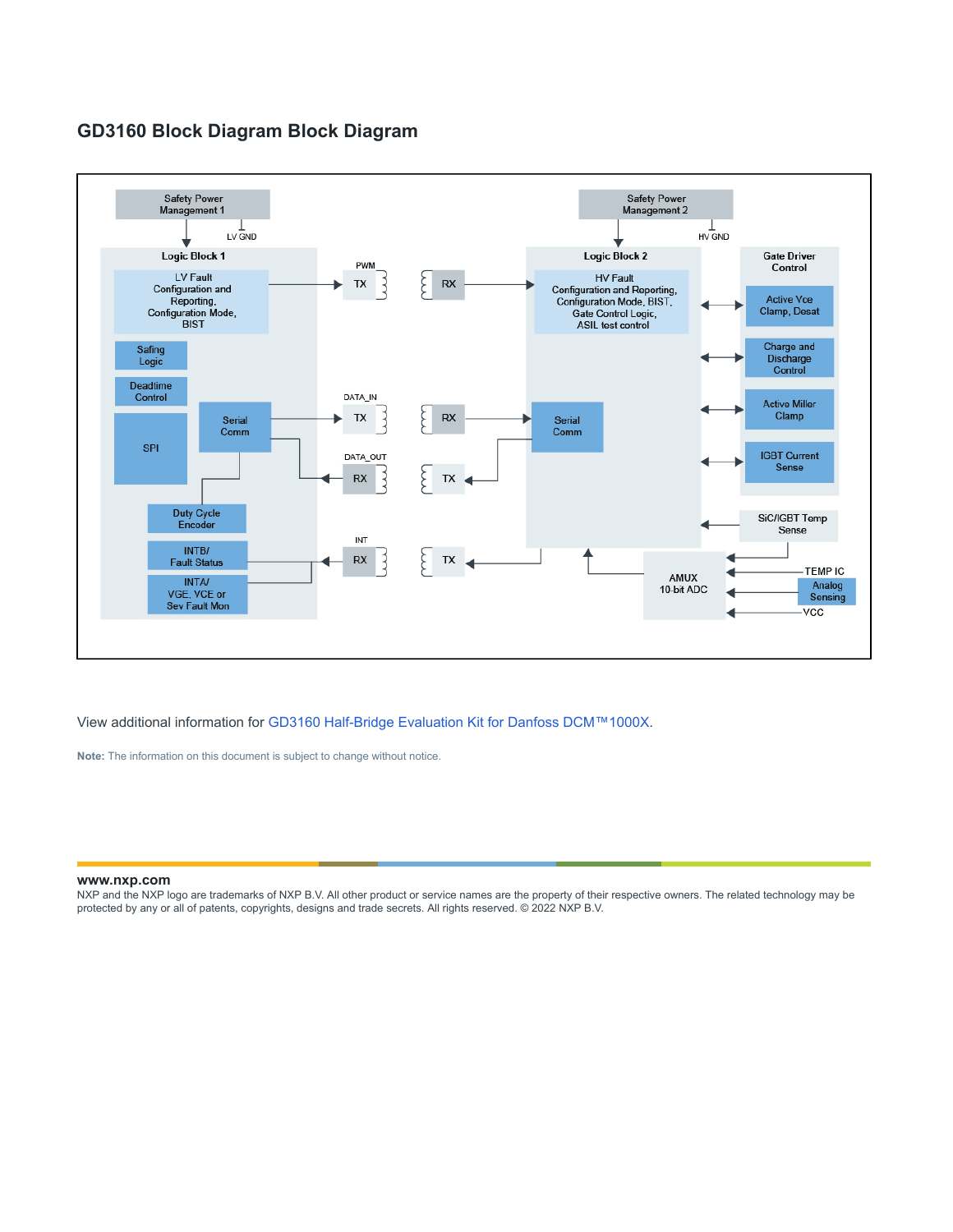## GD3160 Block Diagram Block Diagram

Safety Power Management 1

LV GND

Logic Block 1

LV Fault Configuration and Reporting, Configuration Mode, BIST

Safing Logic

Deadtime Control

SPI

Serial Comm

Duty Cycle Encoder

INTB/ Fault Status

INTA/ VGE, VCE or Sev Fault Mon

PWM

TX

RX

DATA_IN

TX

RX

DATA_OUT

RX

TX

INT

RX

TX

Safety Power Management 2

HV GND

Logic Block 2

HV Fault Configuration and Reporting, Configuration Mode, BIST, Gate Control Logic, ASIL test control

Serial Comm

AMUX 10-bit ADC

Gate Driver Control

Active Vce Clamp, Desat

Charge and Discharge Control

Active Miller Clamp

IGBT Current Sense

SiC/IGBT Temp Sense

TEMP IC

Analog Sensing

VCC

View additional information for GD3160 Half-Bridge Evaluation Kit for Danfoss DCM™1000X.

**Note:** The information on this document is subject to change without notice.

**www.nxp.com**

NXP and the NXP logo are trademarks of NXP B.V. All other product or service names are the property of their respective owners. The related technology may be protected by any or all of patents, copyrights, designs and trade secrets. All rights reserved. © 2022 NXP B.V.